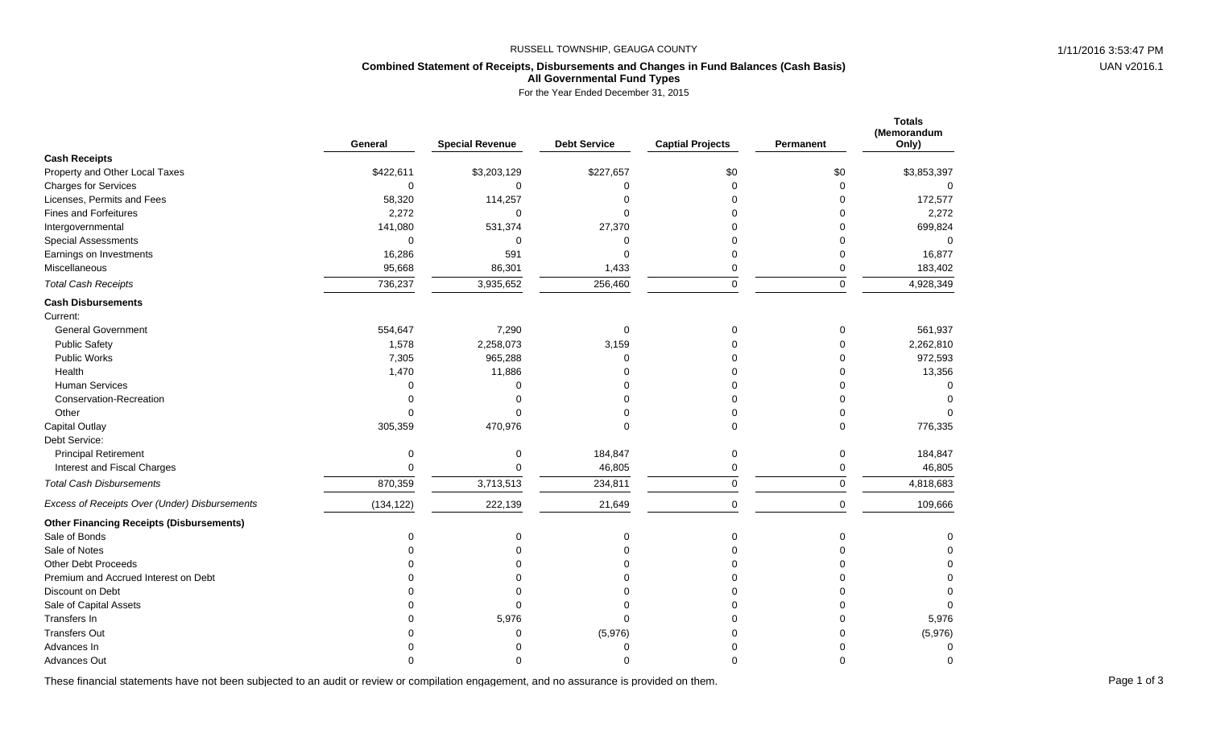RUSSELL TOWNSHIP, GEAUGA COUNTY

**Combined Statement of Receipts, Disbursements and Changes in Fund Balances (Cash Basis)**
**All Governmental Fund Types**
For the Year Ended December 31, 2015

| | General | Special Revenue | Debt Service | Captial Projects | Permanent | Totals (Memorandum Only) |
|---|---|---|---|---|---|---|
| **Cash Receipts** | | | | | | |
| Property and Other Local Taxes | $422,611 | $3,203,129 | $227,657 | $0 | $0 | $3,853,397 |
| Charges for Services | 0 | 0 | 0 | 0 | 0 | 0 |
| Licenses, Permits and Fees | 58,320 | 114,257 | 0 | 0 | 0 | 172,577 |
| Fines and Forfeitures | 2,272 | 0 | 0 | 0 | 0 | 2,272 |
| Intergovernmental | 141,080 | 531,374 | 27,370 | 0 | 0 | 699,824 |
| Special Assessments | 0 | 0 | 0 | 0 | 0 | 0 |
| Earnings on Investments | 16,286 | 591 | 0 | 0 | 0 | 16,877 |
| Miscellaneous | 95,668 | 86,301 | 1,433 | 0 | 0 | 183,402 |
| *Total Cash Receipts* | 736,237 | 3,935,652 | 256,460 | 0 | 0 | 4,928,349 |
| **Cash Disbursements** | | | | | | |
| Current: | | | | | | |
| General Government | 554,647 | 7,290 | 0 | 0 | 0 | 561,937 |
| Public Safety | 1,578 | 2,258,073 | 3,159 | 0 | 0 | 2,262,810 |
| Public Works | 7,305 | 965,288 | 0 | 0 | 0 | 972,593 |
| Health | 1,470 | 11,886 | 0 | 0 | 0 | 13,356 |
| Human Services | 0 | 0 | 0 | 0 | 0 | 0 |
| Conservation-Recreation | 0 | 0 | 0 | 0 | 0 | 0 |
| Other | 0 | 0 | 0 | 0 | 0 | 0 |
| Capital Outlay | 305,359 | 470,976 | 0 | 0 | 0 | 776,335 |
| Debt Service: | | | | | | |
| Principal Retirement | 0 | 0 | 184,847 | 0 | 0 | 184,847 |
| Interest and Fiscal Charges | 0 | 0 | 46,805 | 0 | 0 | 46,805 |
| *Total Cash Disbursements* | 870,359 | 3,713,513 | 234,811 | 0 | 0 | 4,818,683 |
| *Excess of Receipts Over (Under) Disbursements* | (134,122) | 222,139 | 21,649 | 0 | 0 | 109,666 |
| **Other Financing Receipts (Disbursements)** | | | | | | |
| Sale of Bonds | 0 | 0 | 0 | 0 | 0 | 0 |
| Sale of Notes | 0 | 0 | 0 | 0 | 0 | 0 |
| Other Debt Proceeds | 0 | 0 | 0 | 0 | 0 | 0 |
| Premium and Accrued Interest on Debt | 0 | 0 | 0 | 0 | 0 | 0 |
| Discount on Debt | 0 | 0 | 0 | 0 | 0 | 0 |
| Sale of Capital Assets | 0 | 0 | 0 | 0 | 0 | 0 |
| Transfers In | 0 | 5,976 | 0 | 0 | 0 | 5,976 |
| Transfers Out | 0 | 0 | (5,976) | 0 | 0 | (5,976) |
| Advances In | 0 | 0 | 0 | 0 | 0 | 0 |
| Advances Out | 0 | 0 | 0 | 0 | 0 | 0 |

These financial statements have not been subjected to an audit or review or compilation engagement, and no assurance is provided on them.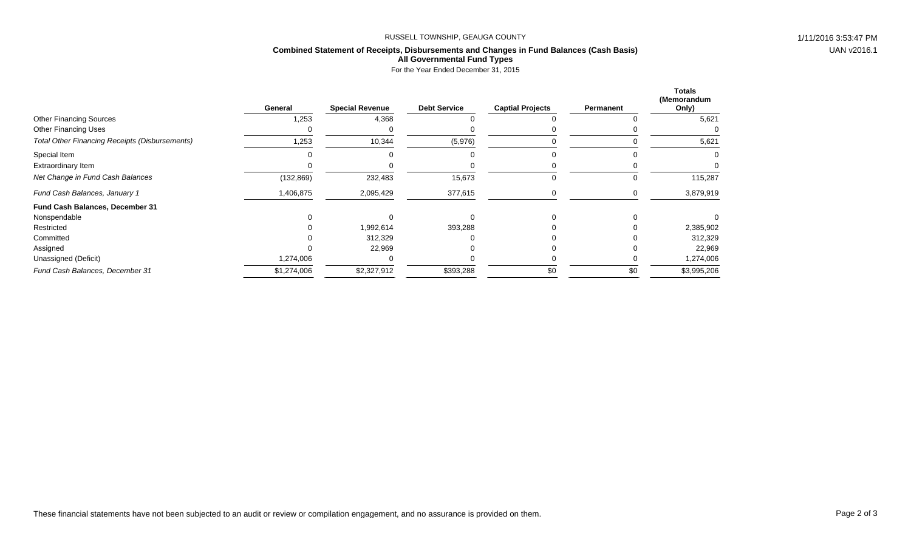RUSSELL TOWNSHIP, GEAUGA COUNTY

**Combined Statement of Receipts, Disbursements and Changes in Fund Balances (Cash Basis)**
**All Governmental Fund Types**
For the Year Ended December 31, 2015

| | General | Special Revenue | Debt Service | Captial Projects | Permanent | Totals (Memorandum Only) |
|---|---|---|---|---|---|---|
| Other Financing Sources | 1,253 | 4,368 | 0 | 0 | 0 | 5,621 |
| Other Financing Uses | 0 | 0 | 0 | 0 | 0 | 0 |
| *Total Other Financing Receipts (Disbursements)* | 1,253 | 10,344 | (5,976) | 0 | 0 | 5,621 |
| Special Item | 0 | 0 | 0 | 0 | 0 | 0 |
| Extraordinary Item | 0 | 0 | 0 | 0 | 0 | 0 |
| *Net Change in Fund Cash Balances* | (132,869) | 232,483 | 15,673 | 0 | 0 | 115,287 |
| *Fund Cash Balances, January 1* | 1,406,875 | 2,095,429 | 377,615 | 0 | 0 | 3,879,919 |
| **Fund Cash Balances, December 31** | | | | | | |
| Nonspendable | 0 | 0 | 0 | 0 | 0 | 0 |
| Restricted | 0 | 1,992,614 | 393,288 | 0 | 0 | 2,385,902 |
| Committed | 0 | 312,329 | 0 | 0 | 0 | 312,329 |
| Assigned | 0 | 22,969 | 0 | 0 | 0 | 22,969 |
| Unassigned (Deficit) | 1,274,006 | 0 | 0 | 0 | 0 | 1,274,006 |
| *Fund Cash Balances, December 31* | $1,274,006 | $2,327,912 | $393,288 | $0 | $0 | $3,995,206 |

These financial statements have not been subjected to an audit or review or compilation engagement, and no assurance is provided on them.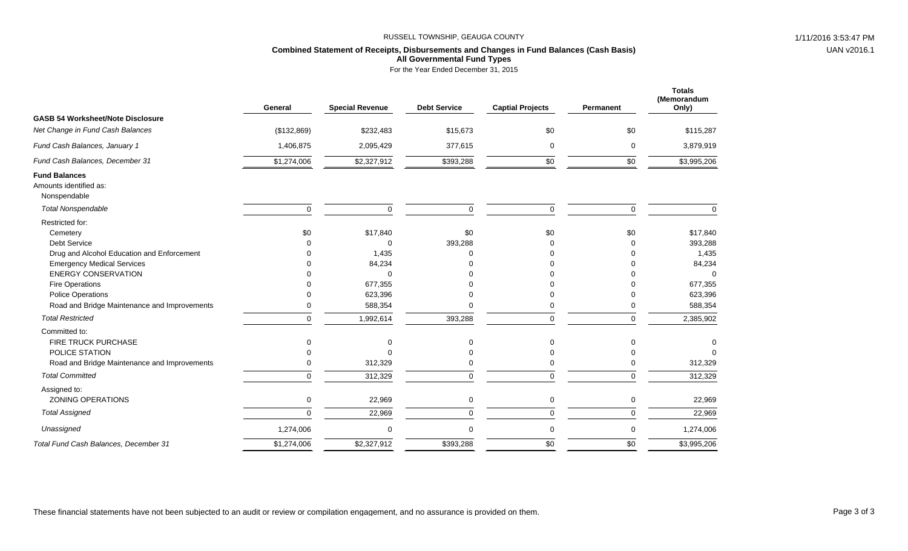RUSSELL TOWNSHIP, GEAUGA COUNTY

**Combined Statement of Receipts, Disbursements and Changes in Fund Balances (Cash Basis)**
**All Governmental Fund Types**
For the Year Ended December 31, 2015

| | General | Special Revenue | Debt Service | Captial Projects | Permanent | Totals (Memorandum Only) |
|---|---|---|---|---|---|---|
| **GASB 54 Worksheet/Note Disclosure** | | | | | | |
| *Net Change in Fund Cash Balances* | ($132,869) | $232,483 | $15,673 | $0 | $0 | $115,287 |
| *Fund Cash Balances, January 1* | 1,406,875 | 2,095,429 | 377,615 | 0 | 0 | 3,879,919 |
| *Fund Cash Balances, December 31* | $1,274,006 | $2,327,912 | $393,288 | $0 | $0 | $3,995,206 |
| **Fund Balances** | | | | | | |
| Amounts identified as: | | | | | | |
| Nonspendable | | | | | | |
| *Total Nonspendable* | 0 | 0 | 0 | 0 | 0 | 0 |
| Restricted for: | | | | | | |
| Cemetery | $0 | $17,840 | $0 | $0 | $0 | $17,840 |
| Debt Service | 0 | 0 | 393,288 | 0 | 0 | 393,288 |
| Drug and Alcohol Education and Enforcement | 0 | 1,435 | 0 | 0 | 0 | 1,435 |
| Emergency Medical Services | 0 | 84,234 | 0 | 0 | 0 | 84,234 |
| ENERGY CONSERVATION | 0 | 0 | 0 | 0 | 0 | 0 |
| Fire Operations | 0 | 677,355 | 0 | 0 | 0 | 677,355 |
| Police Operations | 0 | 623,396 | 0 | 0 | 0 | 623,396 |
| Road and Bridge Maintenance and Improvements | 0 | 588,354 | 0 | 0 | 0 | 588,354 |
| *Total Restricted* | 0 | 1,992,614 | 393,288 | 0 | 0 | 2,385,902 |
| Committed to: | | | | | | |
| FIRE TRUCK PURCHASE | 0 | 0 | 0 | 0 | 0 | 0 |
| POLICE STATION | 0 | 0 | 0 | 0 | 0 | 0 |
| Road and Bridge Maintenance and Improvements | 0 | 312,329 | 0 | 0 | 0 | 312,329 |
| *Total Committed* | 0 | 312,329 | 0 | 0 | 0 | 312,329 |
| Assigned to: | | | | | | |
| ZONING OPERATIONS | 0 | 22,969 | 0 | 0 | 0 | 22,969 |
| *Total Assigned* | 0 | 22,969 | 0 | 0 | 0 | 22,969 |
| *Unassigned* | 1,274,006 | 0 | 0 | 0 | 0 | 1,274,006 |
| *Total Fund Cash Balances, December 31* | $1,274,006 | $2,327,912 | $393,288 | $0 | $0 | $3,995,206 |

These financial statements have not been subjected to an audit or review or compilation engagement, and no assurance is provided on them.